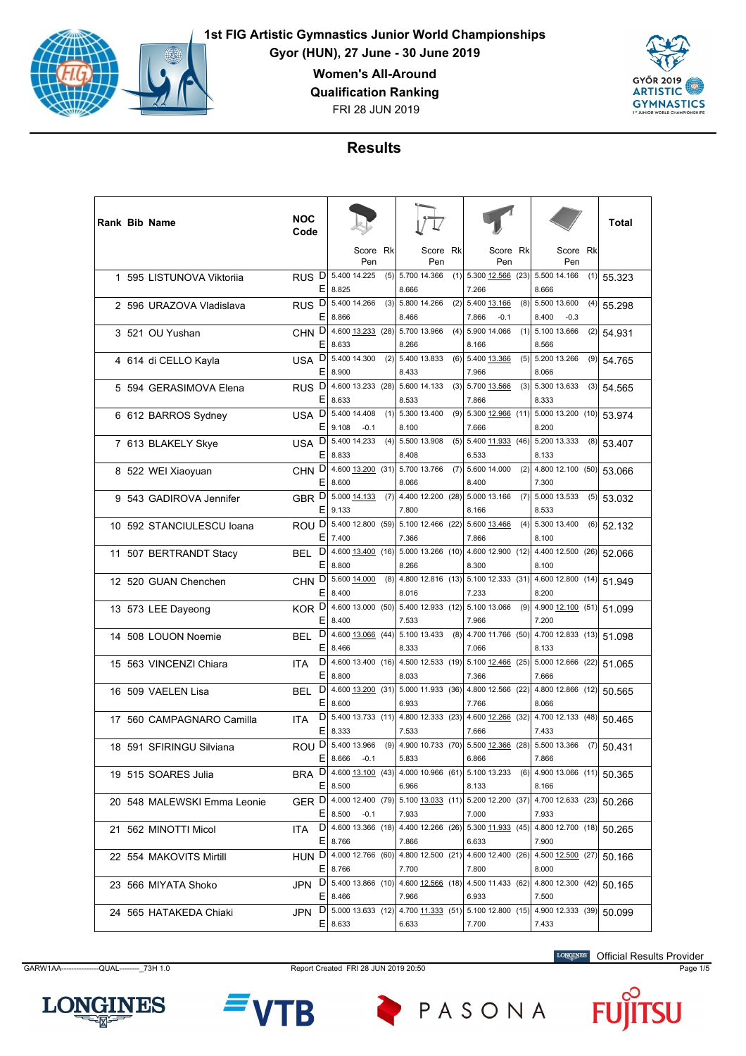# 1st FIG Artistic Gymnastics Junior World Championships

Gyor (HUN), 27 June - 30 June 2019

## Women's All-Around

## Qualification Ranking

FRI 28 JUN 2019

## Results

| Rank | Bib | Name | NOC Code | | Vault D / Score / Rk | Bars D / Score / Rk | Beam D / Score / Rk | Floor D / Score / Rk | Total |
|---|---|---|---|---|---|---|---|---|---|
| | | | | | Score Rk / Pen | Score Rk / Pen | Score Rk / Pen | Score Rk / Pen | |
| 1 | 595 | LISTUNOVA Viktoriia | RUS | D | 5.400 14.225 (5) | 5.700 14.366 (1) | 5.300 12.566 (23) | 5.500 14.166 (1) | 55.323 |
| | | | | E | 8.825 | 8.666 | 7.266 | 8.666 | |
| 2 | 596 | URAZOVA Vladislava | RUS | D | 5.400 14.266 (3) | 5.800 14.266 (2) | 5.400 13.166 (8) | 5.500 13.600 (4) | 55.298 |
| | | | | E | 8.866 | 8.466 | 7.866 -0.1 | 8.400 -0.3 | |
| 3 | 521 | OU Yushan | CHN | D | 4.600 13.233 (28) | 5.700 13.966 (4) | 5.900 14.066 (1) | 5.100 13.666 (2) | 54.931 |
| | | | | E | 8.633 | 8.266 | 8.166 | 8.566 | |
| 4 | 614 | di CELLO Kayla | USA | D | 5.400 14.300 (2) | 5.400 13.833 (6) | 5.400 13.366 (5) | 5.200 13.266 (9) | 54.765 |
| | | | | E | 8.900 | 8.433 | 7.966 | 8.066 | |
| 5 | 594 | GERASIMOVA Elena | RUS | D | 4.600 13.233 (28) | 5.600 14.133 (3) | 5.700 13.566 (3) | 5.300 13.633 (3) | 54.565 |
| | | | | E | 8.633 | 8.533 | 7.866 | 8.333 | |
| 6 | 612 | BARROS Sydney | USA | D | 5.400 14.408 (1) | 5.300 13.400 (9) | 5.300 12.966 (11) | 5.000 13.200 (10) | 53.974 |
| | | | | E | 9.108 -0.1 | 8.100 | 7.666 | 8.200 | |
| 7 | 613 | BLAKELY Skye | USA | D | 5.400 14.233 (4) | 5.500 13.908 (5) | 5.400 11.933 (46) | 5.200 13.333 (8) | 53.407 |
| | | | | E | 8.833 | 8.408 | 6.533 | 8.133 | |
| 8 | 522 | WEI Xiaoyuan | CHN | D | 4.600 13.200 (31) | 5.700 13.766 (7) | 5.600 14.000 (2) | 4.800 12.100 (50) | 53.066 |
| | | | | E | 8.600 | 8.066 | 8.400 | 7.300 | |
| 9 | 543 | GADIROVA Jennifer | GBR | D | 5.000 14.133 (7) | 4.400 12.200 (28) | 5.000 13.166 (7) | 5.000 13.533 (5) | 53.032 |
| | | | | E | 9.133 | 7.800 | 8.166 | 8.533 | |
| 10 | 592 | STANCIULESCU Ioana | ROU | D | 5.400 12.800 (59) | 5.100 12.466 (22) | 5.600 13.466 (4) | 5.300 13.400 (6) | 52.132 |
| | | | | E | 7.400 | 7.366 | 7.866 | 8.100 | |
| 11 | 507 | BERTRANDT Stacy | BEL | D | 4.600 13.400 (16) | 5.000 13.266 (10) | 4.600 12.900 (12) | 4.400 12.500 (26) | 52.066 |
| | | | | E | 8.800 | 8.266 | 8.300 | 8.100 | |
| 12 | 520 | GUAN Chenchen | CHN | D | 5.600 14.000 (8) | 4.800 12.816 (13) | 5.100 12.333 (31) | 4.600 12.800 (14) | 51.949 |
| | | | | E | 8.400 | 8.016 | 7.233 | 8.200 | |
| 13 | 573 | LEE Dayeong | KOR | D | 4.600 13.000 (50) | 5.400 12.933 (12) | 5.100 13.066 (9) | 4.900 12.100 (51) | 51.099 |
| | | | | E | 8.400 | 7.533 | 7.966 | 7.200 | |
| 14 | 508 | LOUON Noemie | BEL | D | 4.600 13.066 (44) | 5.100 13.433 (8) | 4.700 11.766 (50) | 4.700 12.833 (13) | 51.098 |
| | | | | E | 8.466 | 8.333 | 7.066 | 8.133 | |
| 15 | 563 | VINCENZI Chiara | ITA | D | 4.600 13.400 (16) | 4.500 12.533 (19) | 5.100 12.466 (25) | 5.000 12.666 (22) | 51.065 |
| | | | | E | 8.800 | 8.033 | 7.366 | 7.666 | |
| 16 | 509 | VAELEN Lisa | BEL | D | 4.600 13.200 (31) | 5.000 11.933 (36) | 4.800 12.566 (22) | 4.800 12.866 (12) | 50.565 |
| | | | | E | 8.600 | 6.933 | 7.766 | 8.066 | |
| 17 | 560 | CAMPAGNARO Camilla | ITA | D | 5.400 13.733 (11) | 4.800 12.333 (23) | 4.600 12.266 (32) | 4.700 12.133 (48) | 50.465 |
| | | | | E | 8.333 | 7.533 | 7.666 | 7.433 | |
| 18 | 591 | SFIRINGU Silviana | ROU | D | 5.400 13.966 (9) | 4.900 10.733 (70) | 5.500 12.366 (28) | 5.500 13.366 (7) | 50.431 |
| | | | | E | 8.666 -0.1 | 5.833 | 6.866 | 7.866 | |
| 19 | 515 | SOARES Julia | BRA | D | 4.600 13.100 (43) | 4.000 10.966 (61) | 5.100 13.233 (6) | 4.900 13.066 (11) | 50.365 |
| | | | | E | 8.500 | 6.966 | 8.133 | 8.166 | |
| 20 | 548 | MALEWSKI Emma Leonie | GER | D | 4.000 12.400 (79) | 5.100 13.033 (11) | 5.200 12.200 (37) | 4.700 12.633 (23) | 50.266 |
| | | | | E | 8.500 -0.1 | 7.933 | 7.000 | 7.933 | |
| 21 | 562 | MINOTTI Micol | ITA | D | 4.600 13.366 (18) | 4.400 12.266 (26) | 5.300 11.933 (45) | 4.800 12.700 (18) | 50.265 |
| | | | | E | 8.766 | 7.866 | 6.633 | 7.900 | |
| 22 | 554 | MAKOVITS Mirtill | HUN | D | 4.000 12.766 (60) | 4.800 12.500 (21) | 4.600 12.400 (26) | 4.500 12.500 (27) | 50.166 |
| | | | | E | 8.766 | 7.700 | 7.800 | 8.000 | |
| 23 | 566 | MIYATA Shoko | JPN | D | 5.400 13.866 (10) | 4.600 12.566 (18) | 4.500 11.433 (62) | 4.800 12.300 (42) | 50.165 |
| | | | | E | 8.466 | 7.966 | 6.933 | 7.500 | |
| 24 | 565 | HATAKEDA Chiaki | JPN | D | 5.000 13.633 (12) | 4.700 11.333 (51) | 5.100 12.800 (15) | 4.900 12.333 (39) | 50.099 |
| | | | | E | 8.633 | 6.633 | 7.700 | 7.433 | |

GARW1AA---------------QUAL--------_73H 1.0

Report Created FRI 28 JUN 2019 20:50

Official Results Provider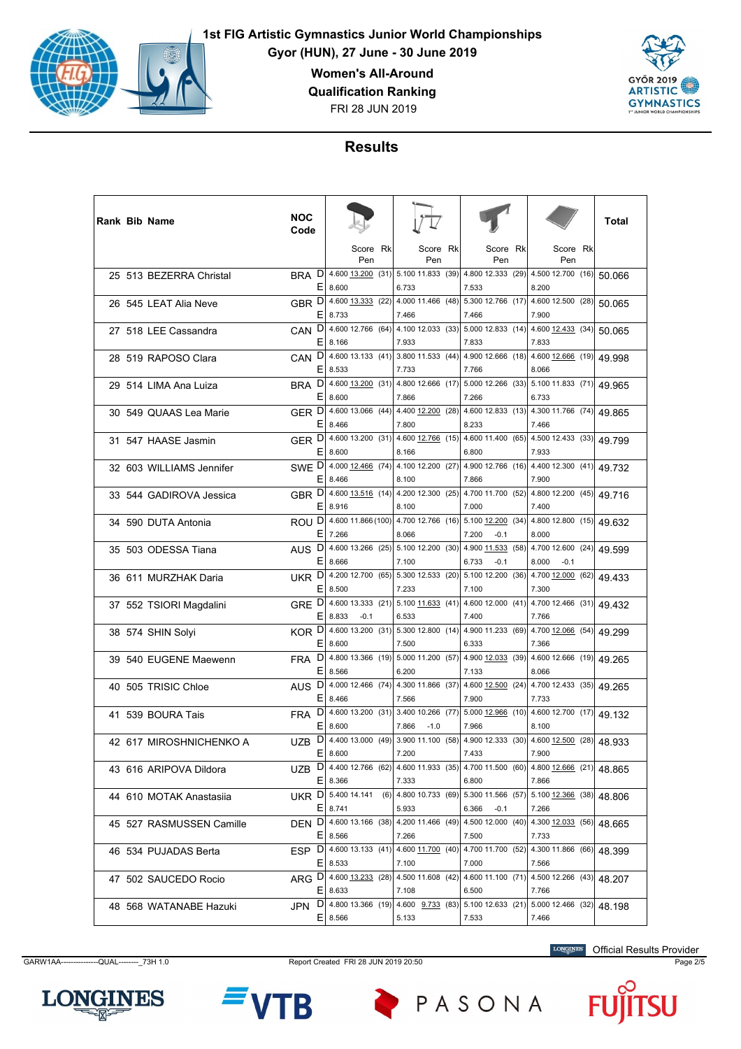# 1st FIG Artistic Gymnastics Junior World Championships

**Gyor (HUN), 27 June - 30 June 2019**

**Women's All-Around**

**Qualification Ranking**

FRI 28 JUN 2019

## Results

| Rank | Bib | Name | NOC Code | | Vault Score | Vault Rk | Uneven Bars Score | Uneven Bars Rk | Balance Beam Score | Balance Beam Rk | Floor Score | Floor Rk | Total |
|---|---|---|---|---|---|---|---|---|---|---|---|---|---|
| | | | | | Pen | | Pen | | Pen | | Pen | | |
| 25 | 513 | BEZERRA Christal | BRA | D | 4.600 13.200 | (31) | 5.100 11.833 | (39) | 4.800 12.333 | (29) | 4.500 12.700 | (16) | 50.066 |
| | | | | E | 8.600 | | 6.733 | | 7.533 | | 8.200 | | |
| 26 | 545 | LEAT Alia Neve | GBR | D | 4.600 13.333 | (22) | 4.000 11.466 | (48) | 5.300 12.766 | (17) | 4.600 12.500 | (28) | 50.065 |
| | | | | E | 8.733 | | 7.466 | | 7.466 | | 7.900 | | |
| 27 | 518 | LEE Cassandra | CAN | D | 4.600 12.766 | (64) | 4.100 12.033 | (33) | 5.000 12.833 | (14) | 4.600 12.433 | (34) | 50.065 |
| | | | | E | 8.166 | | 7.933 | | 7.833 | | 7.833 | | |
| 28 | 519 | RAPOSO Clara | CAN | D | 4.600 13.133 | (41) | 3.800 11.533 | (44) | 4.900 12.666 | (18) | 4.600 12.666 | (19) | 49.998 |
| | | | | E | 8.533 | | 7.733 | | 7.766 | | 8.066 | | |
| 29 | 514 | LIMA Ana Luiza | BRA | D | 4.600 13.200 | (31) | 4.800 12.666 | (17) | 5.000 12.266 | (33) | 5.100 11.833 | (71) | 49.965 |
| | | | | E | 8.600 | | 7.866 | | 7.266 | | 6.733 | | |
| 30 | 549 | QUAAS Lea Marie | GER | D | 4.600 13.066 | (44) | 4.400 12.200 | (28) | 4.600 12.833 | (13) | 4.300 11.766 | (74) | 49.865 |
| | | | | E | 8.466 | | 7.800 | | 8.233 | | 7.466 | | |
| 31 | 547 | HAASE Jasmin | GER | D | 4.600 13.200 | (31) | 4.600 12.766 | (15) | 4.600 11.400 | (65) | 4.500 12.433 | (33) | 49.799 |
| | | | | E | 8.600 | | 8.166 | | 6.800 | | 7.933 | | |
| 32 | 603 | WILLIAMS Jennifer | SWE | D | 4.000 12.466 | (74) | 4.100 12.200 | (27) | 4.900 12.766 | (16) | 4.400 12.300 | (41) | 49.732 |
| | | | | E | 8.466 | | 8.100 | | 7.866 | | 7.900 | | |
| 33 | 544 | GADIROVA Jessica | GBR | D | 4.600 13.516 | (14) | 4.200 12.300 | (25) | 4.700 11.700 | (52) | 4.800 12.200 | (45) | 49.716 |
| | | | | E | 8.916 | | 8.100 | | 7.000 | | 7.400 | | |
| 34 | 590 | DUTA Antonia | ROU | D | 4.600 11.866 | (100) | 4.700 12.766 | (16) | 5.100 12.200 | (34) | 4.800 12.800 | (15) | 49.632 |
| | | | | E | 7.266 | | 8.066 | | 7.200 -0.1 | | 8.000 | | |
| 35 | 503 | ODESSA Tiana | AUS | D | 4.600 13.266 | (25) | 5.100 12.200 | (30) | 4.900 11.533 | (58) | 4.700 12.600 | (24) | 49.599 |
| | | | | E | 8.666 | | 7.100 | | 6.733 -0.1 | | 8.000 -0.1 | | |
| 36 | 611 | MURZHAK Daria | UKR | D | 4.200 12.700 | (65) | 5.300 12.533 | (20) | 5.100 12.200 | (36) | 4.700 12.000 | (62) | 49.433 |
| | | | | E | 8.500 | | 7.233 | | 7.100 | | 7.300 | | |
| 37 | 552 | TSIORI Magdalini | GRE | D | 4.600 13.333 | (21) | 5.100 11.633 | (41) | 4.600 12.000 | (41) | 4.700 12.466 | (31) | 49.432 |
| | | | | E | 8.833 -0.1 | | 6.533 | | 7.400 | | 7.766 | | |
| 38 | 574 | SHIN Solyi | KOR | D | 4.600 13.200 | (31) | 5.300 12.800 | (14) | 4.900 11.233 | (69) | 4.700 12.066 | (54) | 49.299 |
| | | | | E | 8.600 | | 7.500 | | 6.333 | | 7.366 | | |
| 39 | 540 | EUGENE Maewenn | FRA | D | 4.800 13.366 | (19) | 5.000 11.200 | (57) | 4.900 12.033 | (39) | 4.600 12.666 | (19) | 49.265 |
| | | | | E | 8.566 | | 6.200 | | 7.133 | | 8.066 | | |
| 40 | 505 | TRISIC Chloe | AUS | D | 4.000 12.466 | (74) | 4.300 11.866 | (37) | 4.600 12.500 | (24) | 4.700 12.433 | (35) | 49.265 |
| | | | | E | 8.466 | | 7.566 | | 7.900 | | 7.733 | | |
| 41 | 539 | BOURA Tais | FRA | D | 4.600 13.200 | (31) | 3.400 10.266 | (77) | 5.000 12.966 | (10) | 4.600 12.700 | (17) | 49.132 |
| | | | | E | 8.600 | | 7.866 -1.0 | | 7.966 | | 8.100 | | |
| 42 | 617 | MIROSHNICHENKO A | UZB | D | 4.400 13.000 | (49) | 3.900 11.100 | (58) | 4.900 12.333 | (30) | 4.600 12.500 | (28) | 48.933 |
| | | | | E | 8.600 | | 7.200 | | 7.433 | | 7.900 | | |
| 43 | 616 | ARIPOVA Dildora | UZB | D | 4.400 12.766 | (62) | 4.600 11.933 | (35) | 4.700 11.500 | (60) | 4.800 12.666 | (21) | 48.865 |
| | | | | E | 8.366 | | 7.333 | | 6.800 | | 7.866 | | |
| 44 | 610 | MOTAK Anastasiia | UKR | D | 5.400 14.141 | (6) | 4.800 10.733 | (69) | 5.300 11.566 | (57) | 5.100 12.366 | (38) | 48.806 |
| | | | | E | 8.741 | | 5.933 | | 6.366 -0.1 | | 7.266 | | |
| 45 | 527 | RASMUSSEN Camille | DEN | D | 4.600 13.166 | (38) | 4.200 11.466 | (49) | 4.500 12.000 | (40) | 4.300 12.033 | (56) | 48.665 |
| | | | | E | 8.566 | | 7.266 | | 7.500 | | 7.733 | | |
| 46 | 534 | PUJADAS Berta | ESP | D | 4.600 13.133 | (41) | 4.600 11.700 | (40) | 4.700 11.700 | (52) | 4.300 11.866 | (66) | 48.399 |
| | | | | E | 8.533 | | 7.100 | | 7.000 | | 7.566 | | |
| 47 | 502 | SAUCEDO Rocio | ARG | D | 4.600 13.233 | (28) | 4.500 11.608 | (42) | 4.600 11.100 | (71) | 4.500 12.266 | (43) | 48.207 |
| | | | | E | 8.633 | | 7.108 | | 6.500 | | 7.766 | | |
| 48 | 568 | WATANABE Hazuki | JPN | D | 4.800 13.366 | (19) | 4.600 9.733 | (83) | 5.100 12.633 | (21) | 5.000 12.466 | (32) | 48.198 |
| | | | | E | 8.566 | | 5.133 | | 7.533 | | 7.466 | | |

GARW1AA--------------QUAL--------_73H 1.0 Report Created FRI 28 JUN 2019 20:50

Official Results Provider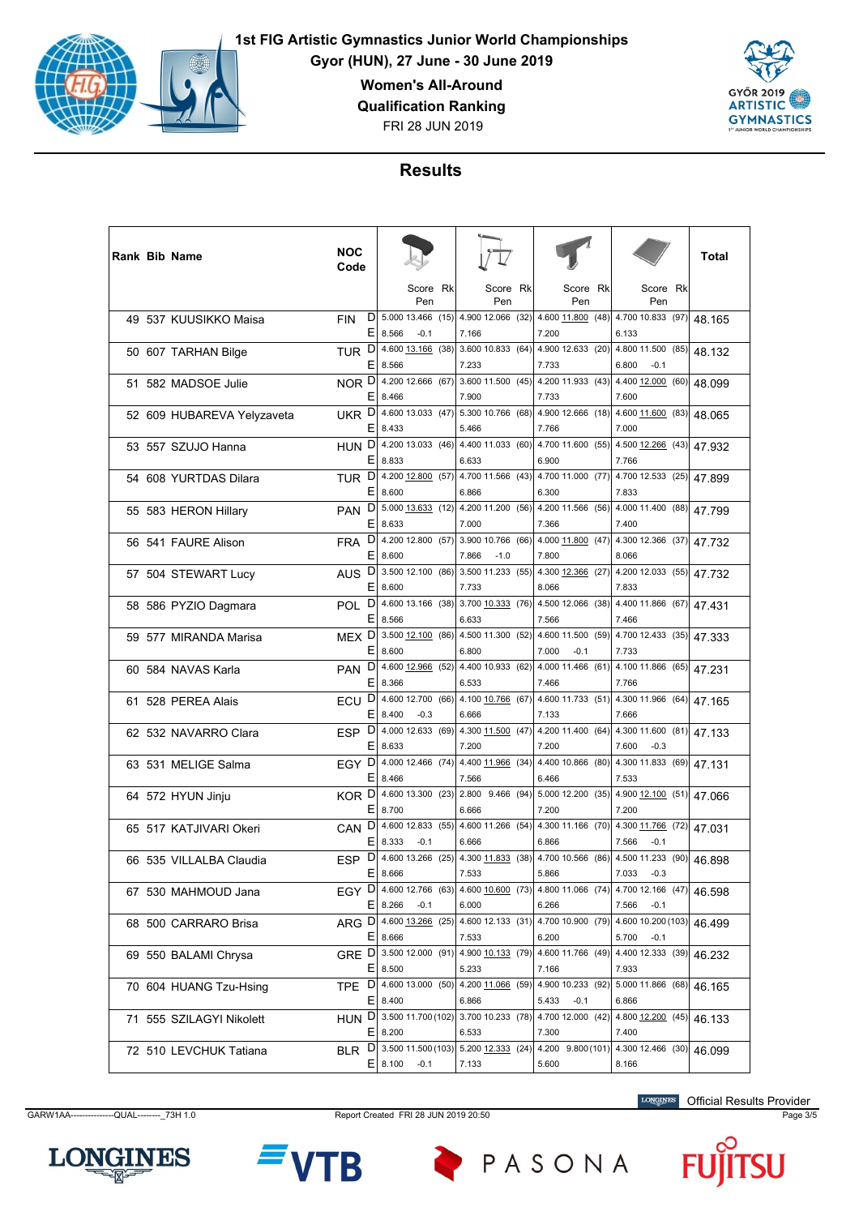# 1st FIG Artistic Gymnastics Junior World Championships

Gyor (HUN), 27 June - 30 June 2019

**Women's All-Around**

**Qualification Ranking**

FRI 28 JUN 2019

## Results

| Rank | Bib | Name | NOC Code | | Vault Score (Rk) / Pen | Uneven Bars Score (Rk) / Pen | Balance Beam Score (Rk) / Pen | Floor Score (Rk) / Pen | Total |
|---|---|---|---|---|---|---|---|---|---|
| 49 | 537 | KUUSIKKO Maisa | FIN | D | 5.000 13.466 (15) | 4.900 12.066 (32) | 4.600 11.800 (48) | 4.700 10.833 (97) | 48.165 |
| | | | | E | 8.566 -0.1 | 7.166 | 7.200 | 6.133 | |
| 50 | 607 | TARHAN Bilge | TUR | D | 4.600 13.166 (38) | 3.600 10.833 (64) | 4.900 12.633 (20) | 4.800 11.500 (85) | 48.132 |
| | | | | E | 8.566 | 7.233 | 7.733 | 6.800 -0.1 | |
| 51 | 582 | MADSOE Julie | NOR | D | 4.200 12.666 (67) | 3.600 11.500 (45) | 4.200 11.933 (43) | 4.400 12.000 (60) | 48.099 |
| | | | | E | 8.466 | 7.900 | 7.733 | 7.600 | |
| 52 | 609 | HUBAREVA Yelyzaveta | UKR | D | 4.600 13.033 (47) | 5.300 10.766 (68) | 4.900 12.666 (18) | 4.600 11.600 (83) | 48.065 |
| | | | | E | 8.433 | 5.466 | 7.766 | 7.000 | |
| 53 | 557 | SZUJO Hanna | HUN | D | 4.200 13.033 (46) | 4.400 11.033 (60) | 4.700 11.600 (55) | 4.500 12.266 (43) | 47.932 |
| | | | | E | 8.833 | 6.633 | 6.900 | 7.766 | |
| 54 | 608 | YURTDAS Dilara | TUR | D | 4.200 12.800 (57) | 4.700 11.566 (43) | 4.700 11.000 (77) | 4.700 12.533 (25) | 47.899 |
| | | | | E | 8.600 | 6.866 | 6.300 | 7.833 | |
| 55 | 583 | HERON Hillary | PAN | D | 5.000 13.633 (12) | 4.200 11.200 (56) | 4.200 11.566 (56) | 4.000 11.400 (88) | 47.799 |
| | | | | E | 8.633 | 7.000 | 7.366 | 7.400 | |
| 56 | 541 | FAURE Alison | FRA | D | 4.200 12.800 (57) | 3.900 10.766 (66) | 4.000 11.800 (47) | 4.300 12.366 (37) | 47.732 |
| | | | | E | 8.600 | 7.866 -1.0 | 7.800 | 8.066 | |
| 57 | 504 | STEWART Lucy | AUS | D | 3.500 12.100 (86) | 3.500 11.233 (55) | 4.300 12.366 (27) | 4.200 12.033 (55) | 47.732 |
| | | | | E | 8.600 | 7.733 | 8.066 | 7.833 | |
| 58 | 586 | PYZIO Dagmara | POL | D | 4.600 13.166 (38) | 3.700 10.333 (76) | 4.500 12.066 (38) | 4.400 11.866 (67) | 47.431 |
| | | | | E | 8.566 | 6.633 | 7.566 | 7.466 | |
| 59 | 577 | MIRANDA Marisa | MEX | D | 3.500 12.100 (86) | 4.500 11.300 (52) | 4.600 11.500 (59) | 4.700 12.433 (35) | 47.333 |
| | | | | E | 8.600 | 6.800 | 7.000 -0.1 | 7.733 | |
| 60 | 584 | NAVAS Karla | PAN | D | 4.600 12.966 (52) | 4.400 10.933 (62) | 4.000 11.466 (61) | 4.100 11.866 (65) | 47.231 |
| | | | | E | 8.366 | 6.533 | 7.466 | 7.766 | |
| 61 | 528 | PEREA Alais | ECU | D | 4.600 12.700 (66) | 4.100 10.766 (67) | 4.600 11.733 (51) | 4.300 11.966 (64) | 47.165 |
| | | | | E | 8.400 -0.3 | 6.666 | 7.133 | 7.666 | |
| 62 | 532 | NAVARRO Clara | ESP | D | 4.000 12.633 (69) | 4.300 11.500 (47) | 4.200 11.400 (64) | 4.300 11.600 (81) | 47.133 |
| | | | | E | 8.633 | 7.200 | 7.200 | 7.600 -0.3 | |
| 63 | 531 | MELIGE Salma | EGY | D | 4.000 12.466 (74) | 4.400 11.966 (34) | 4.400 10.866 (80) | 4.300 11.833 (69) | 47.131 |
| | | | | E | 8.466 | 7.566 | 6.466 | 7.533 | |
| 64 | 572 | HYUN Jinju | KOR | D | 4.600 13.300 (23) | 2.800 9.466 (94) | 5.000 12.200 (35) | 4.900 12.100 (51) | 47.066 |
| | | | | E | 8.700 | 6.666 | 7.200 | 7.200 | |
| 65 | 517 | KATJIVARI Okeri | CAN | D | 4.600 12.833 (55) | 4.600 11.266 (54) | 4.300 11.166 (70) | 4.300 11.766 (72) | 47.031 |
| | | | | E | 8.333 -0.1 | 6.666 | 6.866 | 7.566 -0.1 | |
| 66 | 535 | VILLALBA Claudia | ESP | D | 4.600 13.266 (25) | 4.300 11.833 (38) | 4.700 10.566 (86) | 4.500 11.233 (90) | 46.898 |
| | | | | E | 8.666 | 7.533 | 5.866 | 7.033 -0.3 | |
| 67 | 530 | MAHMOUD Jana | EGY | D | 4.600 12.766 (63) | 4.600 10.600 (73) | 4.800 11.066 (74) | 4.700 12.166 (47) | 46.598 |
| | | | | E | 8.266 -0.1 | 6.000 | 6.266 | 7.566 -0.1 | |
| 68 | 500 | CARRARO Brisa | ARG | D | 4.600 13.266 (25) | 4.600 12.133 (31) | 4.700 10.900 (79) | 4.600 10.200 (103) | 46.499 |
| | | | | E | 8.666 | 7.533 | 6.200 | 5.700 -0.1 | |
| 69 | 550 | BALAMI Chrysa | GRE | D | 3.500 12.000 (91) | 4.900 10.133 (79) | 4.600 11.766 (49) | 4.400 12.333 (39) | 46.232 |
| | | | | E | 8.500 | 5.233 | 7.166 | 7.933 | |
| 70 | 604 | HUANG Tzu-Hsing | TPE | D | 4.600 13.000 (50) | 4.200 11.066 (59) | 4.900 10.233 (92) | 5.000 11.866 (68) | 46.165 |
| | | | | E | 8.400 | 6.866 | 5.433 -0.1 | 6.866 | |
| 71 | 555 | SZILAGYI Nikolett | HUN | D | 3.500 11.700 (102) | 3.700 10.233 (78) | 4.700 12.000 (42) | 4.800 12.200 (45) | 46.133 |
| | | | | E | 8.200 | 6.533 | 7.300 | 7.400 | |
| 72 | 510 | LEVCHUK Tatiana | BLR | D | 3.500 11.500 (103) | 5.200 12.333 (24) | 4.200 9.800 (101) | 4.300 12.466 (30) | 46.099 |
| | | | | E | 8.100 -0.1 | 7.133 | 5.600 | 8.166 | |

GARW1AA---------------QUAL--------_73H 1.0 Report Created FRI 28 JUN 2019 20:50

Official Results Provider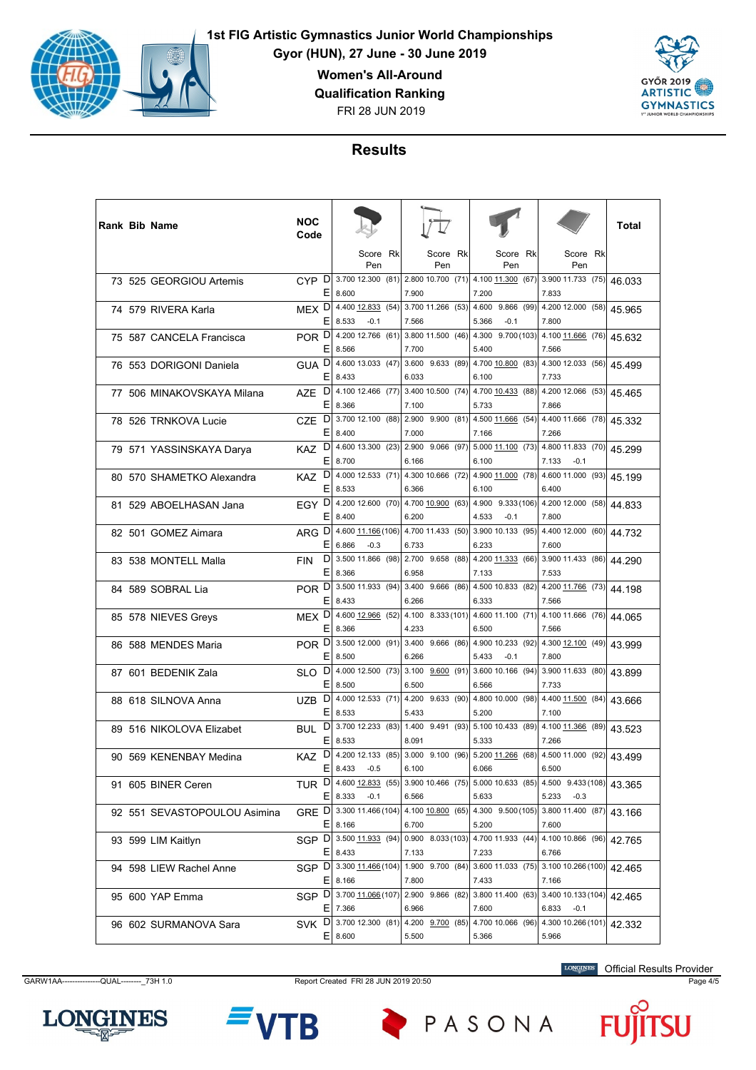# 1st FIG Artistic Gymnastics Junior World Championships

**Gyor (HUN), 27 June - 30 June 2019**

**Women's All-Around**

**Qualification Ranking**

FRI 28 JUN 2019

## Results

| Rank | Bib | Name | NOC Code | | Vault Score | Vault Rk | Uneven Bars Score | Uneven Bars Rk | Balance Beam Score | Balance Beam Rk | Floor Score | Floor Rk | Total |
|---|---|---|---|---|---|---|---|---|---|---|---|---|---|
| 73 | 525 | GEORGIOU Artemis | CYP | D | 3.700 12.300 | (81) | 2.800 10.700 | (71) | 4.100 11.300 | (67) | 3.900 11.733 | (75) | 46.033 |
| | | | | E | 8.600 | | 7.900 | | 7.200 | | 7.833 | | |
| 74 | 579 | RIVERA Karla | MEX | D | 4.400 12.833 | (54) | 3.700 11.266 | (53) | 4.600 9.866 | (99) | 4.200 12.000 | (58) | 45.965 |
| | | | | E | 8.533 -0.1 | | 7.566 | | 5.366 -0.1 | | 7.800 | | |
| 75 | 587 | CANCELA Francisca | POR | D | 4.200 12.766 | (61) | 3.800 11.500 | (46) | 4.300 9.700 | (103) | 4.100 11.666 | (76) | 45.632 |
| | | | | E | 8.566 | | 7.700 | | 5.400 | | 7.566 | | |
| 76 | 553 | DORIGONI Daniela | GUA | D | 4.600 13.033 | (47) | 3.600 9.633 | (89) | 4.700 10.800 | (83) | 4.300 12.033 | (56) | 45.499 |
| | | | | E | 8.433 | | 6.033 | | 6.100 | | 7.733 | | |
| 77 | 506 | MINAKOVSKAYA Milana | AZE | D | 4.100 12.466 | (77) | 3.400 10.500 | (74) | 4.700 10.433 | (88) | 4.200 12.066 | (53) | 45.465 |
| | | | | E | 8.366 | | 7.100 | | 5.733 | | 7.866 | | |
| 78 | 526 | TRNKOVA Lucie | CZE | D | 3.700 12.100 | (88) | 2.900 9.900 | (81) | 4.500 11.666 | (54) | 4.400 11.666 | (78) | 45.332 |
| | | | | E | 8.400 | | 7.000 | | 7.166 | | 7.266 | | |
| 79 | 571 | YASSINSKAYA Darya | KAZ | D | 4.600 13.300 | (23) | 2.900 9.066 | (97) | 5.000 11.100 | (73) | 4.800 11.833 | (70) | 45.299 |
| | | | | E | 8.700 | | 6.166 | | 6.100 | | 7.133 -0.1 | | |
| 80 | 570 | SHAMETKO Alexandra | KAZ | D | 4.000 12.533 | (71) | 4.300 10.666 | (72) | 4.900 11.000 | (78) | 4.600 11.000 | (93) | 45.199 |
| | | | | E | 8.533 | | 6.366 | | 6.100 | | 6.400 | | |
| 81 | 529 | ABOELHASAN Jana | EGY | D | 4.200 12.600 | (70) | 4.700 10.900 | (63) | 4.900 9.333 | (106) | 4.200 12.000 | (58) | 44.833 |
| | | | | E | 8.400 | | 6.200 | | 4.533 -0.1 | | 7.800 | | |
| 82 | 501 | GOMEZ Aimara | ARG | D | 4.600 11.166 | (106) | 4.700 11.433 | (50) | 3.900 10.133 | (95) | 4.400 12.000 | (60) | 44.732 |
| | | | | E | 6.866 -0.3 | | 6.733 | | 6.233 | | 7.600 | | |
| 83 | 538 | MONTELL Malla | FIN | D | 3.500 11.866 | (98) | 2.700 9.658 | (88) | 4.200 11.333 | (66) | 3.900 11.433 | (86) | 44.290 |
| | | | | E | 8.366 | | 6.958 | | 7.133 | | 7.533 | | |
| 84 | 589 | SOBRAL Lia | POR | D | 3.500 11.933 | (94) | 3.400 9.666 | (86) | 4.500 10.833 | (82) | 4.200 11.766 | (73) | 44.198 |
| | | | | E | 8.433 | | 6.266 | | 6.333 | | 7.566 | | |
| 85 | 578 | NIEVES Greys | MEX | D | 4.600 12.966 | (52) | 4.100 8.333 | (101) | 4.600 11.100 | (71) | 4.100 11.666 | (76) | 44.065 |
| | | | | E | 8.366 | | 4.233 | | 6.500 | | 7.566 | | |
| 86 | 588 | MENDES Maria | POR | D | 3.500 12.000 | (91) | 3.400 9.666 | (86) | 4.900 10.233 | (92) | 4.300 12.100 | (49) | 43.999 |
| | | | | E | 8.500 | | 6.266 | | 5.433 -0.1 | | 7.800 | | |
| 87 | 601 | BEDENIK Zala | SLO | D | 4.000 12.500 | (73) | 3.100 9.600 | (91) | 3.600 10.166 | (94) | 3.900 11.633 | (80) | 43.899 |
| | | | | E | 8.500 | | 6.500 | | 6.566 | | 7.733 | | |
| 88 | 618 | SILNOVA Anna | UZB | D | 4.000 12.533 | (71) | 4.200 9.633 | (90) | 4.800 10.000 | (98) | 4.400 11.500 | (84) | 43.666 |
| | | | | E | 8.533 | | 5.433 | | 5.200 | | 7.100 | | |
| 89 | 516 | NIKOLOVA Elizabet | BUL | D | 3.700 12.233 | (83) | 1.400 9.491 | (93) | 5.100 10.433 | (89) | 4.100 11.366 | (89) | 43.523 |
| | | | | E | 8.533 | | 8.091 | | 5.333 | | 7.266 | | |
| 90 | 569 | KENENBAY Medina | KAZ | D | 4.200 12.133 | (85) | 3.000 9.100 | (96) | 5.200 11.266 | (68) | 4.500 11.000 | (92) | 43.499 |
| | | | | E | 8.433 -0.5 | | 6.100 | | 6.066 | | 6.500 | | |
| 91 | 605 | BINER Ceren | TUR | D | 4.600 12.833 | (55) | 3.900 10.466 | (75) | 5.000 10.633 | (85) | 4.500 9.433 | (108) | 43.365 |
| | | | | E | 8.333 -0.1 | | 6.566 | | 5.633 | | 5.233 -0.3 | | |
| 92 | 551 | SEVASTOPOULOU Asimina | GRE | D | 3.300 11.466 | (104) | 4.100 10.800 | (65) | 4.300 9.500 | (105) | 3.800 11.400 | (87) | 43.166 |
| | | | | E | 8.166 | | 6.700 | | 5.200 | | 7.600 | | |
| 93 | 599 | LIM Kaitlyn | SGP | D | 3.500 11.933 | (94) | 0.900 8.033 | (103) | 4.700 11.933 | (44) | 4.100 10.866 | (96) | 42.765 |
| | | | | E | 8.433 | | 7.133 | | 7.233 | | 6.766 | | |
| 94 | 598 | LIEW Rachel Anne | SGP | D | 3.300 11.466 | (104) | 1.900 9.700 | (84) | 3.600 11.033 | (75) | 3.100 10.266 | (100) | 42.465 |
| | | | | E | 8.166 | | 7.800 | | 7.433 | | 7.166 | | |
| 95 | 600 | YAP Emma | SGP | D | 3.700 11.066 | (107) | 2.900 9.866 | (82) | 3.800 11.400 | (63) | 3.400 10.133 | (104) | 42.465 |
| | | | | E | 7.366 | | 6.966 | | 7.600 | | 6.833 -0.1 | | |
| 96 | 602 | SURMANOVA Sara | SVK | D | 3.700 12.300 | (81) | 4.200 9.700 | (85) | 4.700 10.066 | (96) | 4.300 10.266 | (101) | 42.332 |
| | | | | E | 8.600 | | 5.500 | | 5.366 | | 5.966 | | |

GARW1AA--------------QUAL--------_73H 1.0

Report Created FRI 28 JUN 2019 20:50

Official Results Provider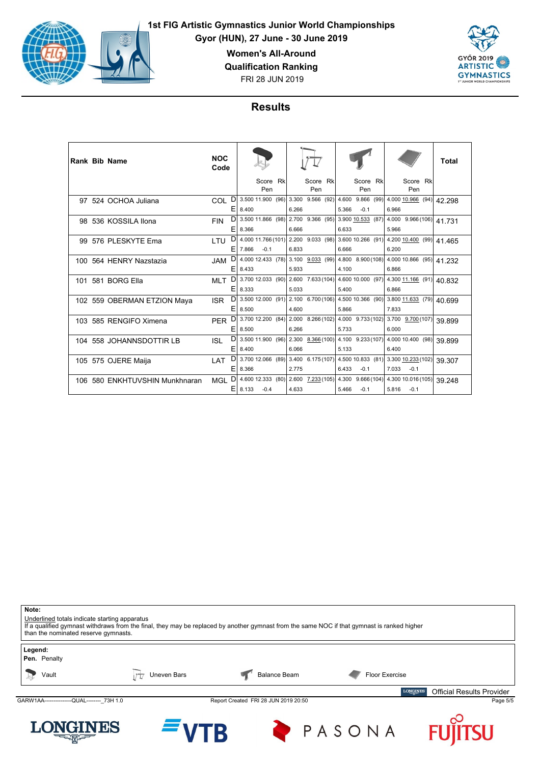# 1st FIG Artistic Gymnastics Junior World Championships

Gyor (HUN), 27 June - 30 June 2019

**Women's All-Around**

**Qualification Ranking**

FRI 28 JUN 2019

## Results

| Rank | Bib | Name | NOC Code | | Vault Score | Vault Rk / Pen | Uneven Bars Score | Uneven Bars Rk / Pen | Balance Beam Score | Balance Beam Rk / Pen | Floor Exercise Score | Floor Exercise Rk / Pen | Total |
|---|---|---|---|---|---|---|---|---|---|---|---|---|---|
| 97 | 524 | OCHOA Juliana | COL | D | 3.500 11.900 | (96) | 3.300 9.566 | (92) | 4.600 9.866 | (99) | 4.000 <u>10.966</u> | (94) | 42.298 |
| | | | | E | 8.400 | | 6.266 | | 5.366 | -0.1 | 6.966 | | |
| 98 | 536 | KOSSILA Ilona | FIN | D | 3.500 11.866 | (98) | 2.700 9.366 | (95) | 3.900 <u>10.533</u> | (87) | 4.000 9.966 | (106) | 41.731 |
| | | | | E | 8.366 | | 6.666 | | 6.633 | | 5.966 | | |
| 99 | 576 | PLESKYTE Ema | LTU | D | 4.000 11.766 | (101) | 2.200 9.033 | (98) | 3.600 10.266 | (91) | 4.200 <u>10.400</u> | (99) | 41.465 |
| | | | | E | 7.866 | -0.1 | 6.833 | | 6.666 | | 6.200 | | |
| 100 | 564 | HENRY Nazstazia | JAM | D | 4.000 12.433 | (78) | 3.100 <u>9.033</u> | (99) | 4.800 8.900 | (108) | 4.000 10.866 | (95) | 41.232 |
| | | | | E | 8.433 | | 5.933 | | 4.100 | | 6.866 | | |
| 101 | 581 | BORG Ella | MLT | D | 3.700 12.033 | (90) | 2.600 7.633 | (104) | 4.600 10.000 | (97) | 4.300 <u>11.166</u> | (91) | 40.832 |
| | | | | E | 8.333 | | 5.033 | | 5.400 | | 6.866 | | |
| 102 | 559 | OBERMAN ETZION Maya | ISR | D | 3.500 12.000 | (91) | 2.100 6.700 | (106) | 4.500 10.366 | (90) | 3.800 <u>11.633</u> | (79) | 40.699 |
| | | | | E | 8.500 | | 4.600 | | 5.866 | | 7.833 | | |
| 103 | 585 | RENGIFO Ximena | PER | D | 3.700 12.200 | (84) | 2.000 8.266 | (102) | 4.000 9.733 | (102) | 3.700 <u>9.700</u> | (107) | 39.899 |
| | | | | E | 8.500 | | 6.266 | | 5.733 | | 6.000 | | |
| 104 | 558 | JOHANNSDOTTIR LB | ISL | D | 3.500 11.900 | (96) | 2.300 <u>8.366</u> | (100) | 4.100 9.233 | (107) | 4.000 10.400 | (98) | 39.899 |
| | | | | E | 8.400 | | 6.066 | | 5.133 | | 6.400 | | |
| 105 | 575 | OJERE Maija | LAT | D | 3.700 12.066 | (89) | 3.400 6.175 | (107) | 4.500 10.833 | (81) | 3.300 <u>10.233</u> | (102) | 39.307 |
| | | | | E | 8.366 | | 2.775 | | 6.433 | -0.1 | 7.033 | -0.1 | |
| 106 | 580 | ENKHTUVSHIN Munkhnaran | MGL | D | 4.600 12.333 | (80) | 2.600 <u>7.233</u> | (105) | 4.300 9.666 | (104) | 4.300 10.016 | (105) | 39.248 |
| | | | | E | 8.133 | -0.4 | 4.633 | | 5.466 | -0.1 | 5.816 | -0.1 | |

**Note:**

<u>Underlined</u> totals indicate starting apparatus

If a qualified gymnast withdraws from the final, they may be replaced by another gymnast from the same NOC if that gymnast is ranked higher than the nominated reserve gymnasts.

**Legend:**

**Pen.** Penalty

Vault | Uneven Bars | Balance Beam | Floor Exercise

Official Results Provider

GARW1AA---------------QUAL--------_73H 1.0 Report Created FRI 28 JUN 2019 20:50